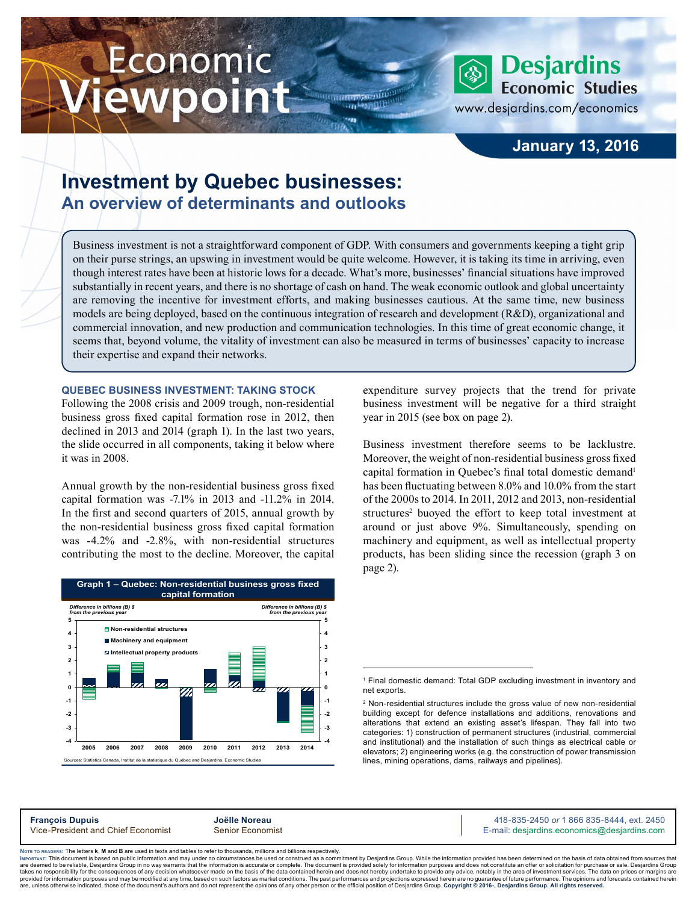# Economic Viewpoint

Desjardins Economic Studies
www.desjardins.com/economics

January 13, 2016

# Investment by Quebec businesses:
## An overview of determinants and outlooks

Business investment is not a straightforward component of GDP. With consumers and governments keeping a tight grip on their purse strings, an upswing in investment would be quite welcome. However, it is taking its time in arriving, even though interest rates have been at historic lows for a decade. What's more, businesses' financial situations have improved substantially in recent years, and there is no shortage of cash on hand. The weak economic outlook and global uncertainty are removing the incentive for investment efforts, and making businesses cautious. At the same time, new business models are being deployed, based on the continuous integration of research and development (R&D), organizational and commercial innovation, and new production and communication technologies. In this time of great economic change, it seems that, beyond volume, the vitality of investment can also be measured in terms of businesses' capacity to increase their expertise and expand their networks.

### QUEBEC BUSINESS INVESTMENT: TAKING STOCK

Following the 2008 crisis and 2009 trough, non-residential business gross fixed capital formation rose in 2012, then declined in 2013 and 2014 (graph 1). In the last two years, the slide occurred in all components, taking it below where it was in 2008.

Annual growth by the non-residential business gross fixed capital formation was -7.1% in 2013 and -11.2% in 2014. In the first and second quarters of 2015, annual growth by the non-residential business gross fixed capital formation was -4.2% and -2.8%, with non-residential structures contributing the most to the decline. Moreover, the capital expenditure survey projects that the trend for private business investment will be negative for a third straight year in 2015 (see box on page 2).

**Graph 1 – Quebec: Non-residential business gross fixed capital formation**

Sources: Statistics Canada, Institut de la statistique du Québec and Desjardins, Economic Studies

Business investment therefore seems to be lacklustre. Moreover, the weight of non-residential business gross fixed capital formation in Quebec's final total domestic demand[1] has been fluctuating between 8.0% and 10.0% from the start of the 2000s to 2014. In 2011, 2012 and 2013, non-residential structures[2] buoyed the effort to keep total investment at around or just above 9%. Simultaneously, spending on machinery and equipment, as well as intellectual property products, has been sliding since the recession (graph 3 on page 2).

[1] Final domestic demand: Total GDP excluding investment in inventory and net exports.

[2] Non-residential structures include the gross value of new non-residential building except for defence installations and additions, renovations and alterations that extend an existing asset's lifespan. They fall into two categories: 1) construction of permanent structures (industrial, commercial and institutional) and the installation of such things as electrical cable or elevators; 2) engineering works (e.g. the construction of power transmission lines, mining operations, dams, railways and pipelines).

**François Dupuis**
Vice-President and Chief Economist

**Joëlle Noreau**
Senior Economist

418-835-2450 *or* 1 866 835-8444, ext. 2450
E-mail: desjardins.economics@desjardins.com

Note to readers: The letters k, M and B are used in texts and tables to refer to thousands, millions and billions respectively.
Important: This document is based on public information and may under no circumstances be used or construed as a commitment by Desjardins Group. While the information provided has been determined on the basis of data obtained from sources that are deemed to be reliable, Desjardins Group in no way warrants that the information is accurate or complete. The document is provided solely for information purposes and does not constitute an offer or solicitation for purchase or sale. Desjardins Group takes no responsibility for the consequences of any decision whatsoever made on the basis of the data contained herein and does not hereby undertake to provide any advice, notably in the area of investment services. The data on prices or margins are provided for information purposes and may be modified at any time, based on such factors as market conditions. The past performances and projections expressed herein are no guarantee of future performance. The opinions and forecasts contained herein are, unless otherwise indicated, those of the document's authors and do not represent the opinions of any other person or the official position of Desjardins Group. **Copyright © 2016-, Desjardins Group. All rights reserved.**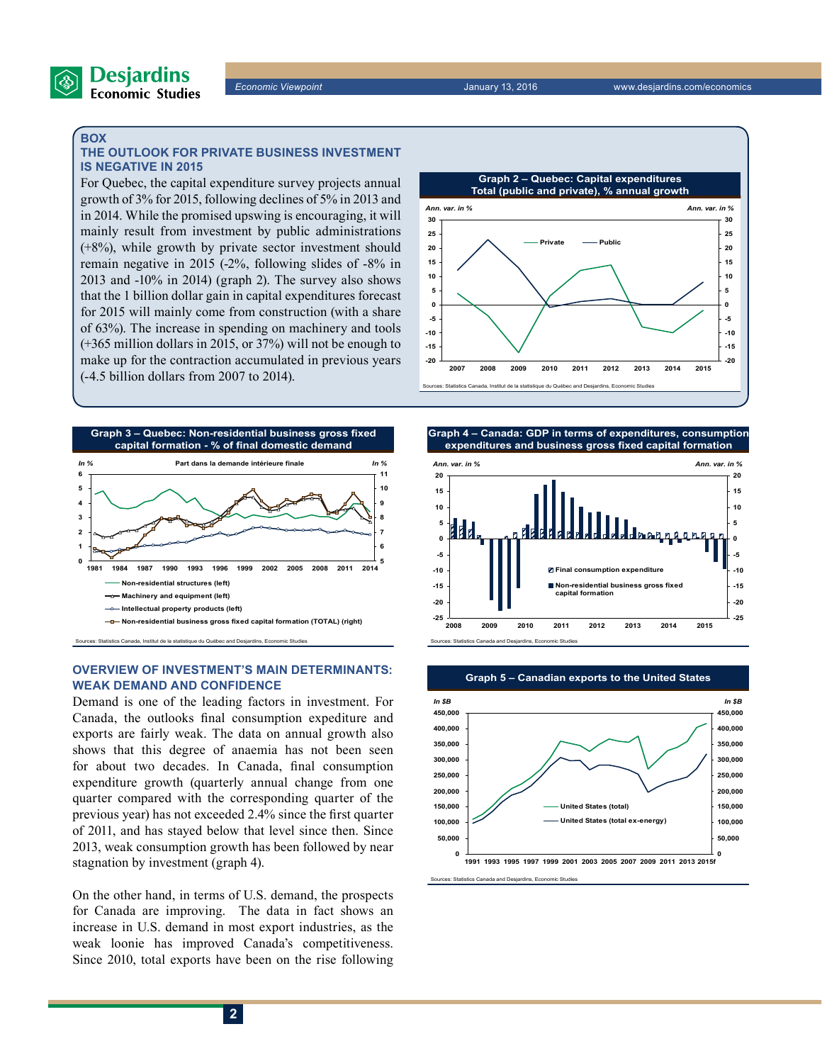## BOX

### THE OUTLOOK FOR PRIVATE BUSINESS INVESTMENT IS NEGATIVE IN 2015

For Quebec, the capital expenditure survey projects annual growth of 3% for 2015, following declines of 5% in 2013 and in 2014. While the promised upswing is encouraging, it will mainly result from investment by public administrations (+8%), while growth by private sector investment should remain negative in 2015 (-2%, following slides of -8% in 2013 and -10% in 2014) (graph 2). The survey also shows that the 1 billion dollar gain in capital expenditures forecast for 2015 will mainly come from construction (with a share of 63%). The increase in spending on machinery and tools (+365 million dollars in 2015, or 37%) will not be enough to make up for the contraction accumulated in previous years (-4.5 billion dollars from 2007 to 2014).

**Graph 2 – Quebec: Capital expenditures Total (public and private), % annual growth**

Sources: Statistics Canada, Institut de la statistique du Québec and Desjardins, Economic Studies

**Graph 3 – Quebec: Non-residential business gross fixed capital formation - % of final domestic demand**

Sources: Statistics Canada, Institut de la statistique du Québec and Desjardins, Economic Studies

**Graph 4 – Canada: GDP in terms of expenditures, consumption expenditures and business gross fixed capital formation**

Sources: Statistics Canada and Desjardins, Economic Studies

## OVERVIEW OF INVESTMENT'S MAIN DETERMINANTS: WEAK DEMAND AND CONFIDENCE

Demand is one of the leading factors in investment. For Canada, the outlooks final consumption expediture and exports are fairly weak. The data on annual growth also shows that this degree of anaemia has not been seen for about two decades. In Canada, final consumption expenditure growth (quarterly annual change from one quarter compared with the corresponding quarter of the previous year) has not exceeded 2.4% since the first quarter of 2011, and has stayed below that level since then. Since 2013, weak consumption growth has been followed by near stagnation by investment (graph 4).

On the other hand, in terms of U.S. demand, the prospects for Canada are improving. The data in fact shows an increase in U.S. demand in most export industries, as the weak loonie has improved Canada's competitiveness. Since 2010, total exports have been on the rise following

**Graph 5 – Canadian exports to the United States**

Sources: Statistics Canada and Desjardins, Economic Studies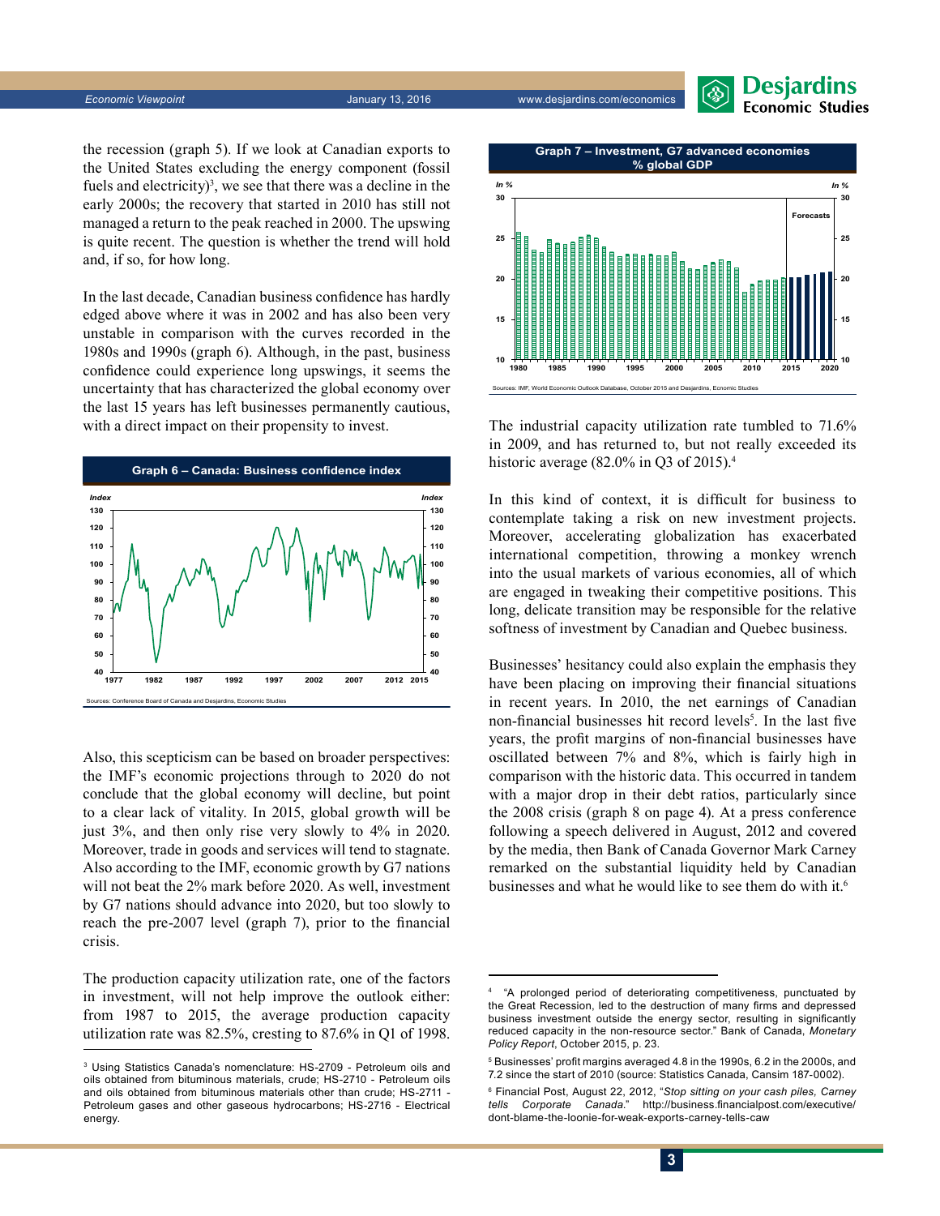the recession (graph 5). If we look at Canadian exports to the United States excluding the energy component (fossil fuels and electricity)[3], we see that there was a decline in the early 2000s; the recovery that started in 2010 has still not managed a return to the peak reached in 2000. The upswing is quite recent. The question is whether the trend will hold and, if so, for how long.

In the last decade, Canadian business confidence has hardly edged above where it was in 2002 and has also been very unstable in comparison with the curves recorded in the 1980s and 1990s (graph 6). Although, in the past, business confidence could experience long upswings, it seems the uncertainty that has characterized the global economy over the last 15 years has left businesses permanently cautious, with a direct impact on their propensity to invest.

**Graph 6 – Canada: Business confidence index**

Sources: Conference Board of Canada and Desjardins, Economic Studies

Also, this scepticism can be based on broader perspectives: the IMF's economic projections through to 2020 do not conclude that the global economy will decline, but point to a clear lack of vitality. In 2015, global growth will be just 3%, and then only rise very slowly to 4% in 2020. Moreover, trade in goods and services will tend to stagnate. Also according to the IMF, economic growth by G7 nations will not beat the 2% mark before 2020. As well, investment by G7 nations should advance into 2020, but too slowly to reach the pre-2007 level (graph 7), prior to the financial crisis.

The production capacity utilization rate, one of the factors in investment, will not help improve the outlook either: from 1987 to 2015, the average production capacity utilization rate was 82.5%, cresting to 87.6% in Q1 of 1998.

**Graph 7 – Investment, G7 advanced economies % global GDP**

Sources: IMF, World Economic Outlook Database, October 2015 and Desjardins, Economic Studies

The industrial capacity utilization rate tumbled to 71.6% in 2009, and has returned to, but not really exceeded its historic average (82.0% in Q3 of 2015).[4]

In this kind of context, it is difficult for business to contemplate taking a risk on new investment projects. Moreover, accelerating globalization has exacerbated international competition, throwing a monkey wrench into the usual markets of various economies, all of which are engaged in tweaking their competitive positions. This long, delicate transition may be responsible for the relative softness of investment by Canadian and Quebec business.

Businesses' hesitancy could also explain the emphasis they have been placing on improving their financial situations in recent years. In 2010, the net earnings of Canadian non-financial businesses hit record levels[5]. In the last five years, the profit margins of non-financial businesses have oscillated between 7% and 8%, which is fairly high in comparison with the historic data. This occurred in tandem with a major drop in their debt ratios, particularly since the 2008 crisis (graph 8 on page 4). At a press conference following a speech delivered in August, 2012 and covered by the media, then Bank of Canada Governor Mark Carney remarked on the substantial liquidity held by Canadian businesses and what he would like to see them do with it.[6]

---

[3] Using Statistics Canada's nomenclature: HS-2709 - Petroleum oils and oils obtained from bituminous materials, crude; HS-2710 - Petroleum oils and oils obtained from bituminous materials other than crude; HS-2711 - Petroleum gases and other gaseous hydrocarbons; HS-2716 - Electrical energy.

[4] "A prolonged period of deteriorating competitiveness, punctuated by the Great Recession, led to the destruction of many firms and depressed business investment outside the energy sector, resulting in significantly reduced capacity in the non-resource sector." Bank of Canada, *Monetary Policy Report*, October 2015, p. 23.

[5] Businesses' profit margins averaged 4.8 in the 1990s, 6.2 in the 2000s, and 7.2 since the start of 2010 (source: Statistics Canada, Cansim 187-0002).

[6] Financial Post, August 22, 2012, "*Stop sitting on your cash piles, Carney tells Corporate Canada*." http://business.financialpost.com/executive/dont-blame-the-loonie-for-weak-exports-carney-tells-caw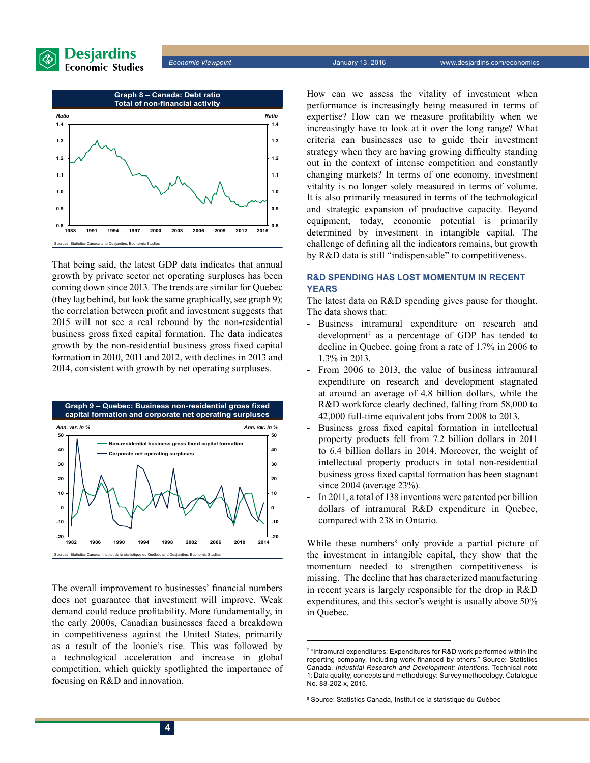**Graph 8 – Canada: Debt ratio**
**Total of non-financial activity**

Sources: Statistics Canada and Desjardins, Economic Studies

That being said, the latest GDP data indicates that annual growth by private sector net operating surpluses has been coming down since 2013. The trends are similar for Quebec (they lag behind, but look the same graphically, see graph 9); the correlation between profit and investment suggests that 2015 will not see a real rebound by the non-residential business gross fixed capital formation. The data indicates growth by the non-residential business gross fixed capital formation in 2010, 2011 and 2012, with declines in 2013 and 2014, consistent with growth by net operating surpluses.

**Graph 9 – Quebec: Business non-residential gross fixed capital formation and corporate net operating surpluses**

Sources: Statistics Canada, Institut de la statistique du Québec and Desjardins, Economic Studies

The overall improvement to businesses' financial numbers does not guarantee that investment will improve. Weak demand could reduce profitability. More fundamentally, in the early 2000s, Canadian businesses faced a breakdown in competitiveness against the United States, primarily as a result of the loonie's rise. This was followed by a technological acceleration and increase in global competition, which quickly spotlighted the importance of focusing on R&D and innovation.

How can we assess the vitality of investment when performance is increasingly being measured in terms of expertise? How can we measure profitability when we increasingly have to look at it over the long range? What criteria can businesses use to guide their investment strategy when they are having growing difficulty standing out in the context of intense competition and constantly changing markets? In terms of one economy, investment vitality is no longer solely measured in terms of volume. It is also primarily measured in terms of the technological and strategic expansion of productive capacity. Beyond equipment, today, economic potential is primarily determined by investment in intangible capital. The challenge of defining all the indicators remains, but growth by R&D data is still "indispensable" to competitiveness.

## R&D SPENDING HAS LOST MOMENTUM IN RECENT YEARS

The latest data on R&D spending gives pause for thought. The data shows that:

- Business intramural expenditure on research and development[7] as a percentage of GDP has tended to decline in Quebec, going from a rate of 1.7% in 2006 to 1.3% in 2013.
- From 2006 to 2013, the value of business intramural expenditure on research and development stagnated at around an average of 4.8 billion dollars, while the R&D workforce clearly declined, falling from 58,000 to 42,000 full-time equivalent jobs from 2008 to 2013.
- Business gross fixed capital formation in intellectual property products fell from 7.2 billion dollars in 2011 to 6.4 billion dollars in 2014. Moreover, the weight of intellectual property products in total non-residential business gross fixed capital formation has been stagnant since 2004 (average 23%).
- In 2011, a total of 138 inventions were patented per billion dollars of intramural R&D expenditure in Quebec, compared with 238 in Ontario.

While these numbers[8] only provide a partial picture of the investment in intangible capital, they show that the momentum needed to strengthen competitiveness is missing. The decline that has characterized manufacturing in recent years is largely responsible for the drop in R&D expenditures, and this sector's weight is usually above 50% in Quebec.

---

[7] "Intramural expenditures: Expenditures for R&D work performed within the reporting company, including work financed by others." Source: Statistics Canada, *Industrial Research and Development: Intentions*. Technical note 1: Data quality, concepts and methodology: Survey methodology. Catalogue No. 88-202-x, 2015.

[8] Source: Statistics Canada, Institut de la statistique du Québec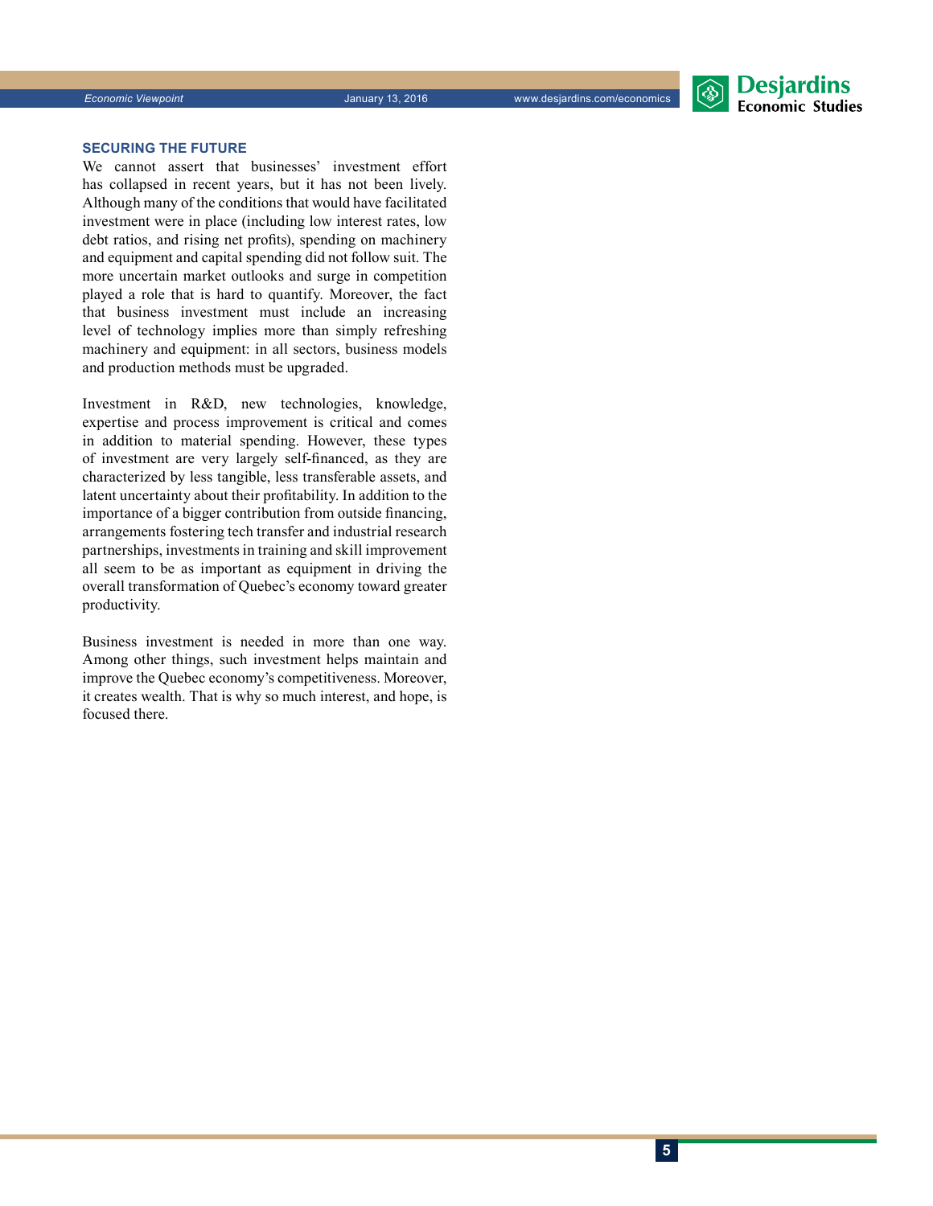## SECURING THE FUTURE

We cannot assert that businesses' investment effort has collapsed in recent years, but it has not been lively. Although many of the conditions that would have facilitated investment were in place (including low interest rates, low debt ratios, and rising net profits), spending on machinery and equipment and capital spending did not follow suit. The more uncertain market outlooks and surge in competition played a role that is hard to quantify. Moreover, the fact that business investment must include an increasing level of technology implies more than simply refreshing machinery and equipment: in all sectors, business models and production methods must be upgraded.

Investment in R&D, new technologies, knowledge, expertise and process improvement is critical and comes in addition to material spending. However, these types of investment are very largely self-financed, as they are characterized by less tangible, less transferable assets, and latent uncertainty about their profitability. In addition to the importance of a bigger contribution from outside financing, arrangements fostering tech transfer and industrial research partnerships, investments in training and skill improvement all seem to be as important as equipment in driving the overall transformation of Quebec's economy toward greater productivity.

Business investment is needed in more than one way. Among other things, such investment helps maintain and improve the Quebec economy's competitiveness. Moreover, it creates wealth. That is why so much interest, and hope, is focused there.